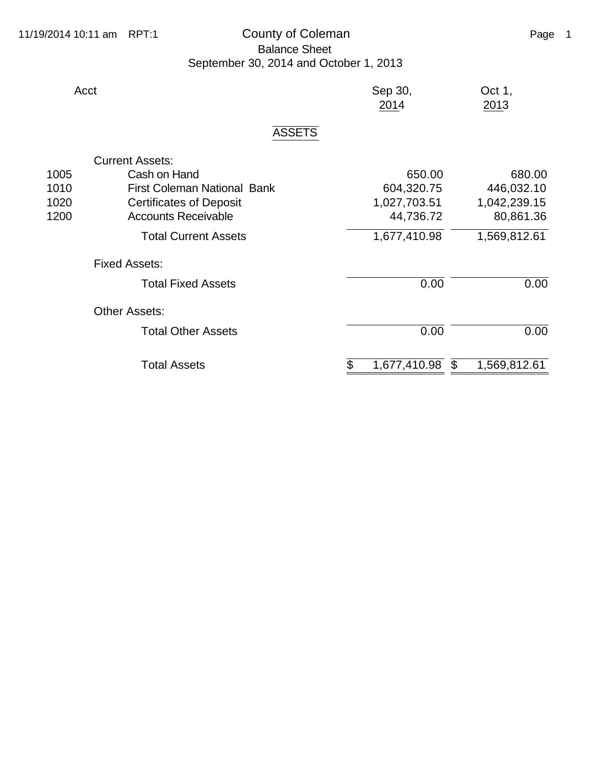# County of Coleman

## Balance Sheet

### September 30, 2014 and October 1, 2013

| Acct | | Sep 30, 2014 | Oct 1, 2013 |
|---|---|---|---|
| | **ASSETS** | | |
| | Current Assets: | | |
| 1005 | Cash on Hand | 650.00 | 680.00 |
| 1010 | First Coleman National Bank | 604,320.75 | 446,032.10 |
| 1020 | Certificates of Deposit | 1,027,703.51 | 1,042,239.15 |
| 1200 | Accounts Receivable | 44,736.72 | 80,861.36 |
| | Total Current Assets | 1,677,410.98 | 1,569,812.61 |
| | Fixed Assets: | | |
| | Total Fixed Assets | 0.00 | 0.00 |
| | Other Assets: | | |
| | Total Other Assets | 0.00 | 0.00 |
| | Total Assets | $ 1,677,410.98 | $ 1,569,812.61 |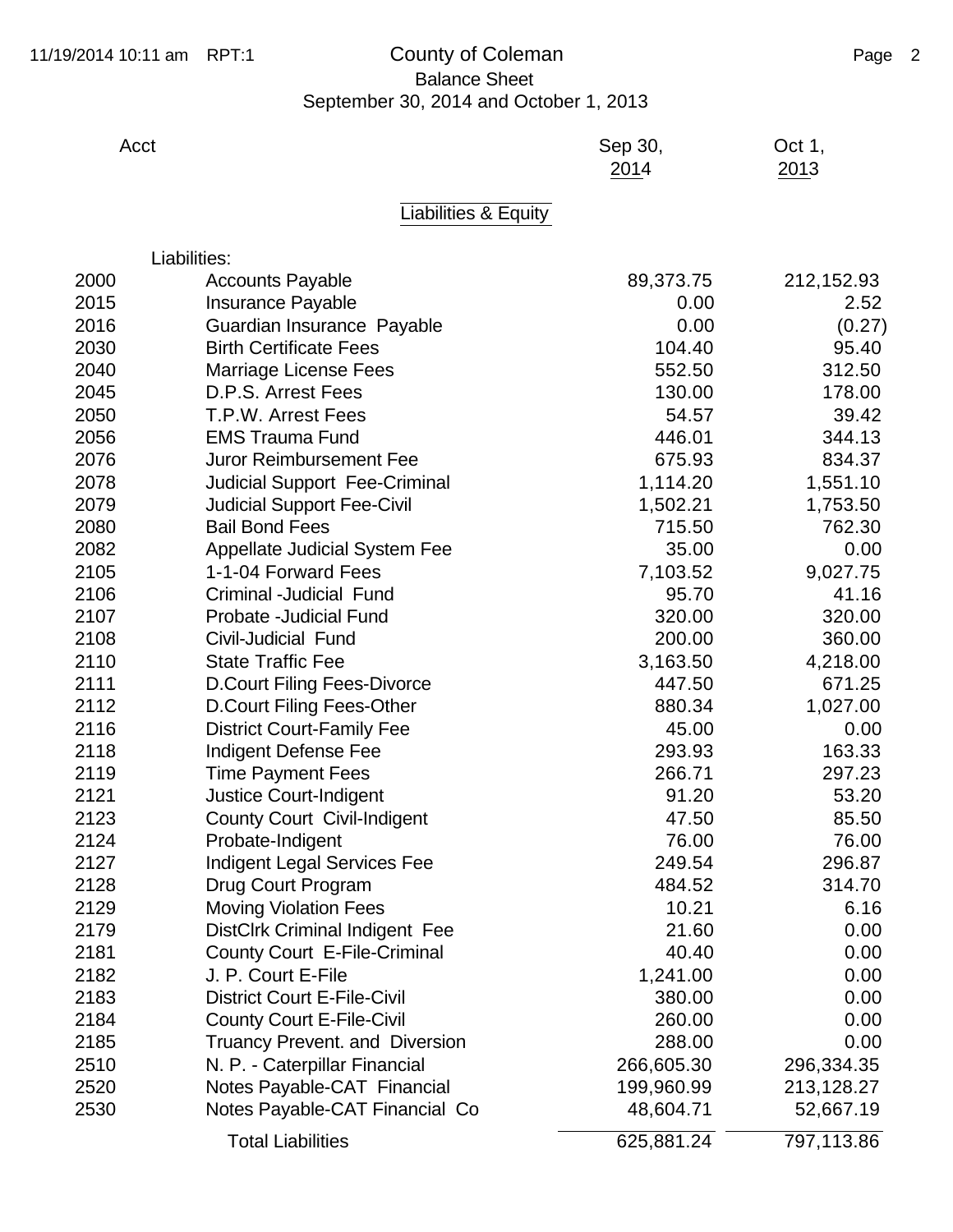# County of Coleman

## Balance Sheet

### September 30, 2014 and October 1, 2013

| Acct | | Sep 30, 2014 | Oct 1, 2013 |
|---|---|---|---|
| | **Liabilities & Equity** | | |
| | Liabilities: | | |
| 2000 | Accounts Payable | 89,373.75 | 212,152.93 |
| 2015 | Insurance Payable | 0.00 | 2.52 |
| 2016 | Guardian Insurance Payable | 0.00 | (0.27) |
| 2030 | Birth Certificate Fees | 104.40 | 95.40 |
| 2040 | Marriage License Fees | 552.50 | 312.50 |
| 2045 | D.P.S. Arrest Fees | 130.00 | 178.00 |
| 2050 | T.P.W. Arrest Fees | 54.57 | 39.42 |
| 2056 | EMS Trauma Fund | 446.01 | 344.13 |
| 2076 | Juror Reimbursement Fee | 675.93 | 834.37 |
| 2078 | Judicial Support Fee-Criminal | 1,114.20 | 1,551.10 |
| 2079 | Judicial Support Fee-Civil | 1,502.21 | 1,753.50 |
| 2080 | Bail Bond Fees | 715.50 | 762.30 |
| 2082 | Appellate Judicial System Fee | 35.00 | 0.00 |
| 2105 | 1-1-04 Forward Fees | 7,103.52 | 9,027.75 |
| 2106 | Criminal -Judicial Fund | 95.70 | 41.16 |
| 2107 | Probate -Judicial Fund | 320.00 | 320.00 |
| 2108 | Civil-Judicial Fund | 200.00 | 360.00 |
| 2110 | State Traffic Fee | 3,163.50 | 4,218.00 |
| 2111 | D.Court Filing Fees-Divorce | 447.50 | 671.25 |
| 2112 | D.Court Filing Fees-Other | 880.34 | 1,027.00 |
| 2116 | District Court-Family Fee | 45.00 | 0.00 |
| 2118 | Indigent Defense Fee | 293.93 | 163.33 |
| 2119 | Time Payment Fees | 266.71 | 297.23 |
| 2121 | Justice Court-Indigent | 91.20 | 53.20 |
| 2123 | County Court Civil-Indigent | 47.50 | 85.50 |
| 2124 | Probate-Indigent | 76.00 | 76.00 |
| 2127 | Indigent Legal Services Fee | 249.54 | 296.87 |
| 2128 | Drug Court Program | 484.52 | 314.70 |
| 2129 | Moving Violation Fees | 10.21 | 6.16 |
| 2179 | DistClrk Criminal Indigent Fee | 21.60 | 0.00 |
| 2181 | County Court E-File-Criminal | 40.40 | 0.00 |
| 2182 | J. P. Court E-File | 1,241.00 | 0.00 |
| 2183 | District Court E-File-Civil | 380.00 | 0.00 |
| 2184 | County Court E-File-Civil | 260.00 | 0.00 |
| 2185 | Truancy Prevent. and Diversion | 288.00 | 0.00 |
| 2510 | N. P. - Caterpillar Financial | 266,605.30 | 296,334.35 |
| 2520 | Notes Payable-CAT Financial | 199,960.99 | 213,128.27 |
| 2530 | Notes Payable-CAT Financial Co | 48,604.71 | 52,667.19 |
| | Total Liabilities | 625,881.24 | 797,113.86 |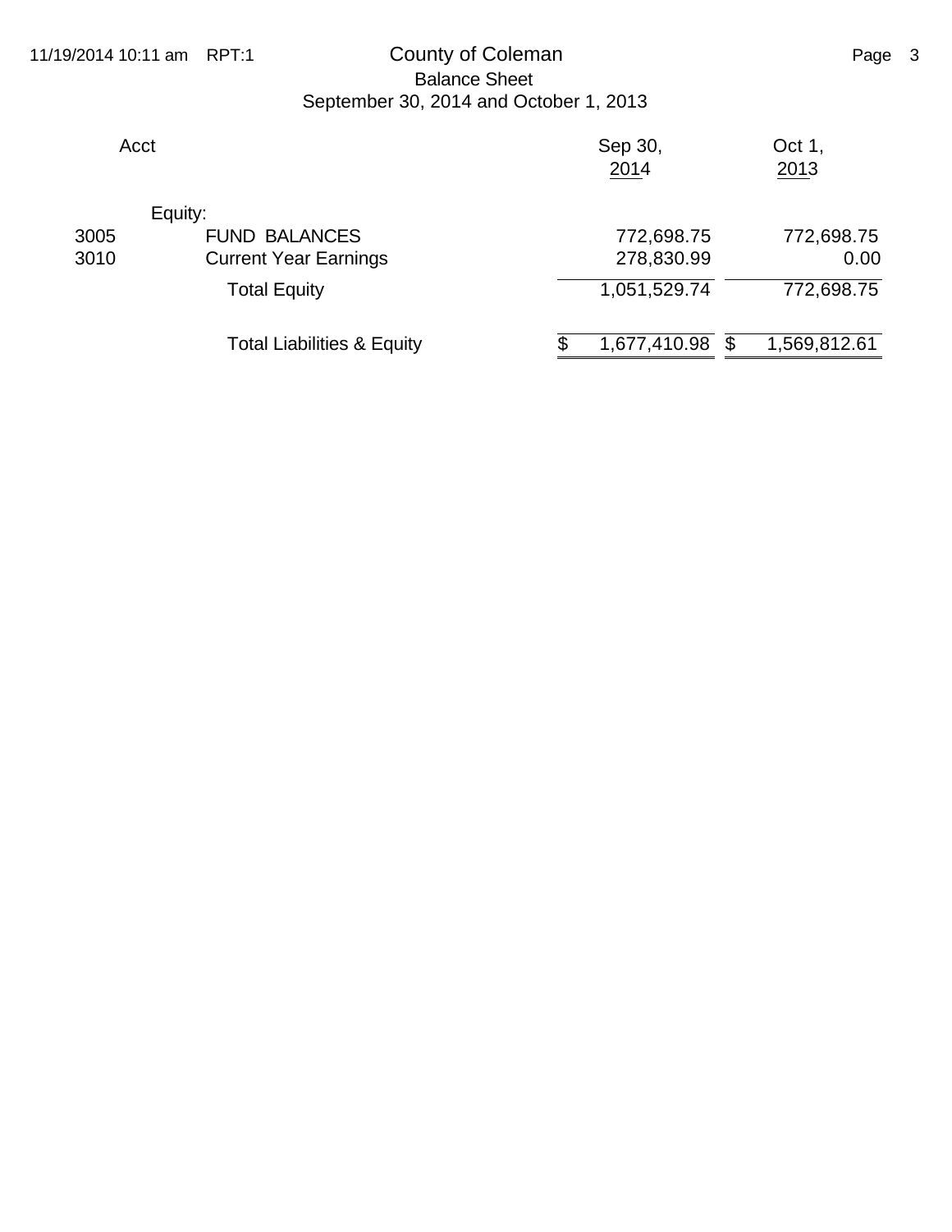# County of Coleman

## Balance Sheet

### September 30, 2014 and October 1, 2013

| Acct | | Sep 30, 2014 | Oct 1, 2013 |
|---|---|---|---|
| | Equity: | | |
| 3005 | FUND BALANCES | 772,698.75 | 772,698.75 |
| 3010 | Current Year Earnings | 278,830.99 | 0.00 |
| | Total Equity | 1,051,529.74 | 772,698.75 |
| | Total Liabilities & Equity | $ 1,677,410.98 | $ 1,569,812.61 |